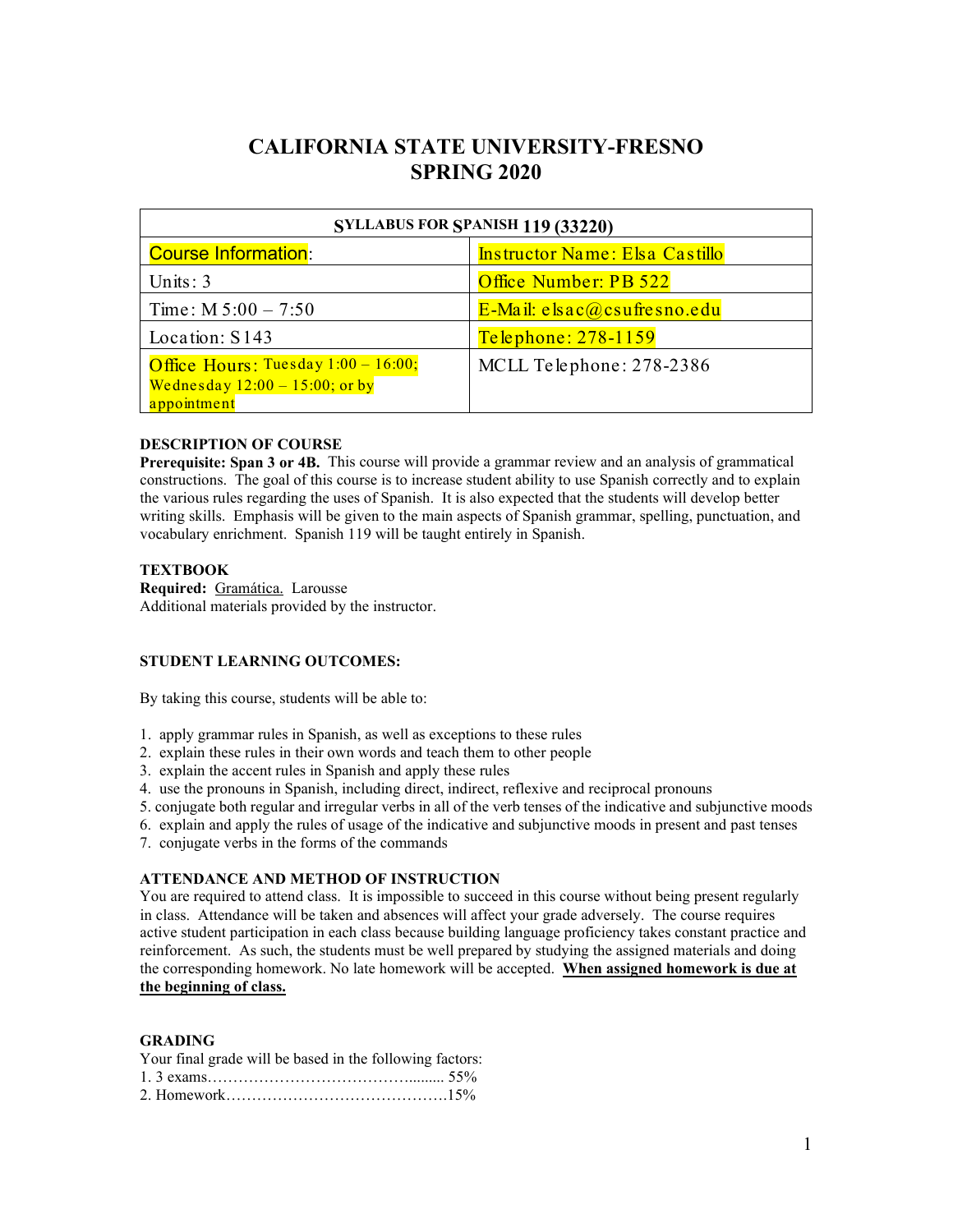# CALIFORNIA STATE UNIVERSITY-FRESNO
# SPRING 2020

| SYLLABUS FOR SPANISH 119 (33220) | |
|---|---|
| Course Information: | Instructor Name: Elsa Castillo |
| Units: 3 | Office Number: PB 522 |
| Time: M 5:00 – 7:50 | E-Mail: elsac@csufresno.edu |
| Location: S143 | Telephone: 278-1159 |
| Office Hours: Tuesday 1:00 – 16:00; Wednesday 12:00 – 15:00; or by appointment | MCLL Telephone: 278-2386 |

**DESCRIPTION OF COURSE**

**Prerequisite: Span 3 or 4B.** This course will provide a grammar review and an analysis of grammatical constructions. The goal of this course is to increase student ability to use Spanish correctly and to explain the various rules regarding the uses of Spanish. It is also expected that the students will develop better writing skills. Emphasis will be given to the main aspects of Spanish grammar, spelling, punctuation, and vocabulary enrichment. Spanish 119 will be taught entirely in Spanish.

**TEXTBOOK**

**Required:** Gramática. Larousse
Additional materials provided by the instructor.

**STUDENT LEARNING OUTCOMES:**

By taking this course, students will be able to:

1. apply grammar rules in Spanish, as well as exceptions to these rules
2. explain these rules in their own words and teach them to other people
3. explain the accent rules in Spanish and apply these rules
4. use the pronouns in Spanish, including direct, indirect, reflexive and reciprocal pronouns
5. conjugate both regular and irregular verbs in all of the verb tenses of the indicative and subjunctive moods
6. explain and apply the rules of usage of the indicative and subjunctive moods in present and past tenses
7. conjugate verbs in the forms of the commands

**ATTENDANCE AND METHOD OF INSTRUCTION**

You are required to attend class. It is impossible to succeed in this course without being present regularly in class. Attendance will be taken and absences will affect your grade adversely. The course requires active student participation in each class because building language proficiency takes constant practice and reinforcement. As such, the students must be well prepared by studying the assigned materials and doing the corresponding homework. No late homework will be accepted. **When assigned homework is due at the beginning of class.**

**GRADING**

Your final grade will be based in the following factors:

1. 3 exams……………………………………......... 55%
2. Homework……………………………………….15%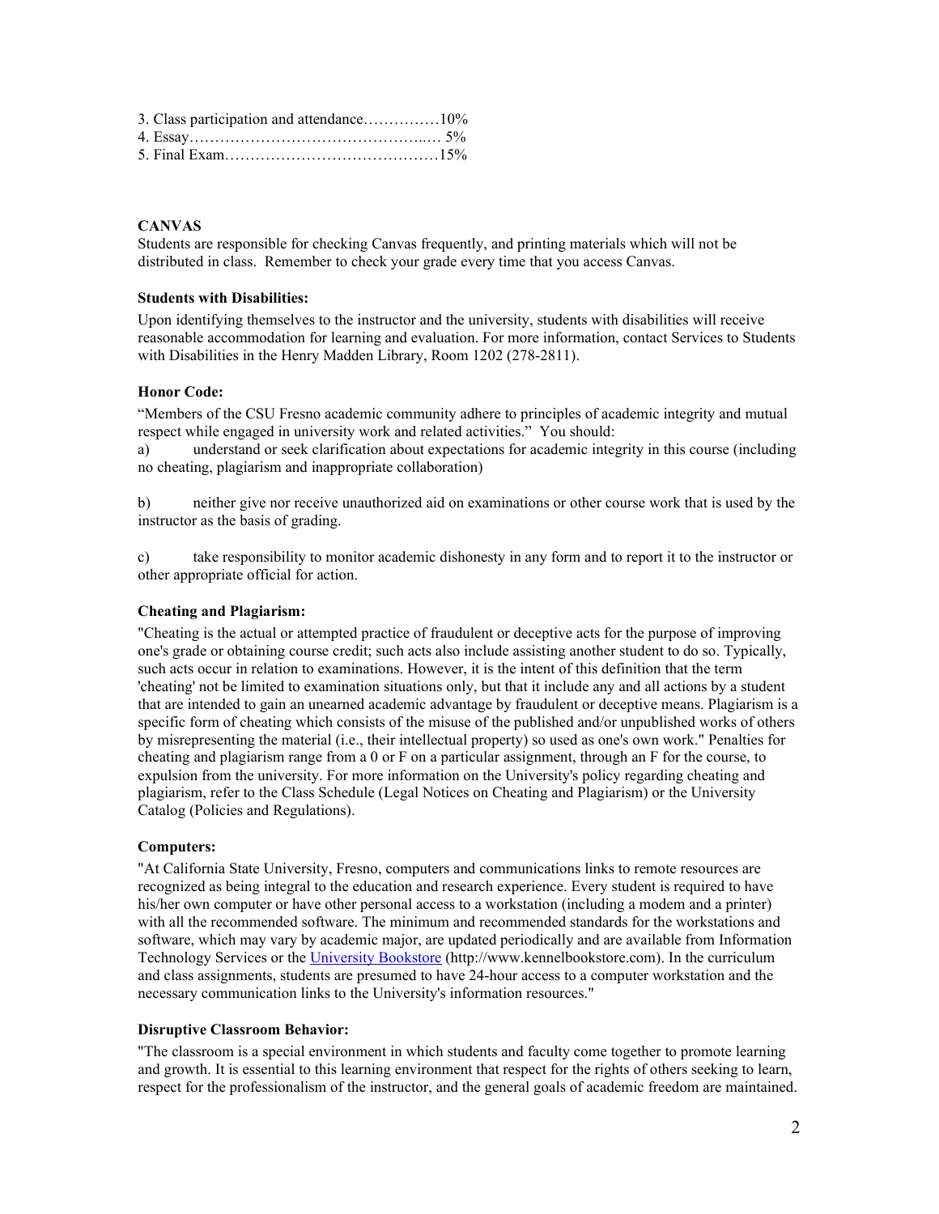3. Class participation and attendance……………10%
4. Essay……………………………………….… 5%
5. Final Exam……………………………………15%

**CANVAS**

Students are responsible for checking Canvas frequently, and printing materials which will not be distributed in class. Remember to check your grade every time that you access Canvas.

**Students with Disabilities:**

Upon identifying themselves to the instructor and the university, students with disabilities will receive reasonable accommodation for learning and evaluation. For more information, contact Services to Students with Disabilities in the Henry Madden Library, Room 1202 (278-2811).

**Honor Code:**

"Members of the CSU Fresno academic community adhere to principles of academic integrity and mutual respect while engaged in university work and related activities." You should:

a) understand or seek clarification about expectations for academic integrity in this course (including no cheating, plagiarism and inappropriate collaboration)

b) neither give nor receive unauthorized aid on examinations or other course work that is used by the instructor as the basis of grading.

c) take responsibility to monitor academic dishonesty in any form and to report it to the instructor or other appropriate official for action.

**Cheating and Plagiarism:**

"Cheating is the actual or attempted practice of fraudulent or deceptive acts for the purpose of improving one's grade or obtaining course credit; such acts also include assisting another student to do so. Typically, such acts occur in relation to examinations. However, it is the intent of this definition that the term 'cheating' not be limited to examination situations only, but that it include any and all actions by a student that are intended to gain an unearned academic advantage by fraudulent or deceptive means. Plagiarism is a specific form of cheating which consists of the misuse of the published and/or unpublished works of others by misrepresenting the material (i.e., their intellectual property) so used as one's own work." Penalties for cheating and plagiarism range from a 0 or F on a particular assignment, through an F for the course, to expulsion from the university. For more information on the University's policy regarding cheating and plagiarism, refer to the Class Schedule (Legal Notices on Cheating and Plagiarism) or the University Catalog (Policies and Regulations).

**Computers:**

"At California State University, Fresno, computers and communications links to remote resources are recognized as being integral to the education and research experience. Every student is required to have his/her own computer or have other personal access to a workstation (including a modem and a printer) with all the recommended software. The minimum and recommended standards for the workstations and software, which may vary by academic major, are updated periodically and are available from Information Technology Services or the [University Bookstore](http://www.kennelbookstore.com) (http://www.kennelbookstore.com). In the curriculum and class assignments, students are presumed to have 24-hour access to a computer workstation and the necessary communication links to the University's information resources."

**Disruptive Classroom Behavior:**

"The classroom is a special environment in which students and faculty come together to promote learning and growth. It is essential to this learning environment that respect for the rights of others seeking to learn, respect for the professionalism of the instructor, and the general goals of academic freedom are maintained.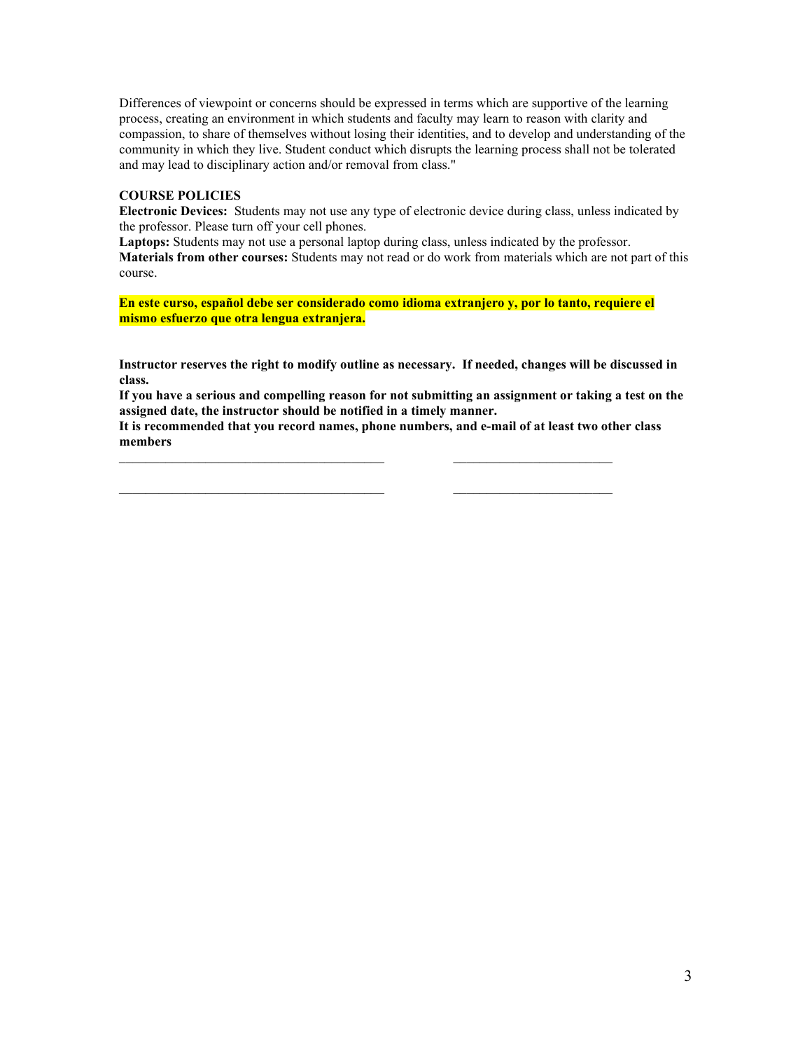Differences of viewpoint or concerns should be expressed in terms which are supportive of the learning process, creating an environment in which students and faculty may learn to reason with clarity and compassion, to share of themselves without losing their identities, and to develop and understanding of the community in which they live. Student conduct which disrupts the learning process shall not be tolerated and may lead to disciplinary action and/or removal from class."

**COURSE POLICIES**

**Electronic Devices:** Students may not use any type of electronic device during class, unless indicated by the professor. Please turn off your cell phones.
**Laptops:** Students may not use a personal laptop during class, unless indicated by the professor.
**Materials from other courses:** Students may not read or do work from materials which are not part of this course.

**En este curso, español debe ser considerado como idioma extranjero y, por lo tanto, requiere el mismo esfuerzo que otra lengua extranjera.**

**Instructor reserves the right to modify outline as necessary. If needed, changes will be discussed in class.**
**If you have a serious and compelling reason for not submitting an assignment or taking a test on the assigned date, the instructor should be notified in a timely manner.**
**It is recommended that you record names, phone numbers, and e-mail of at least two other class members**

________________________________________ ________________________

________________________________________ ________________________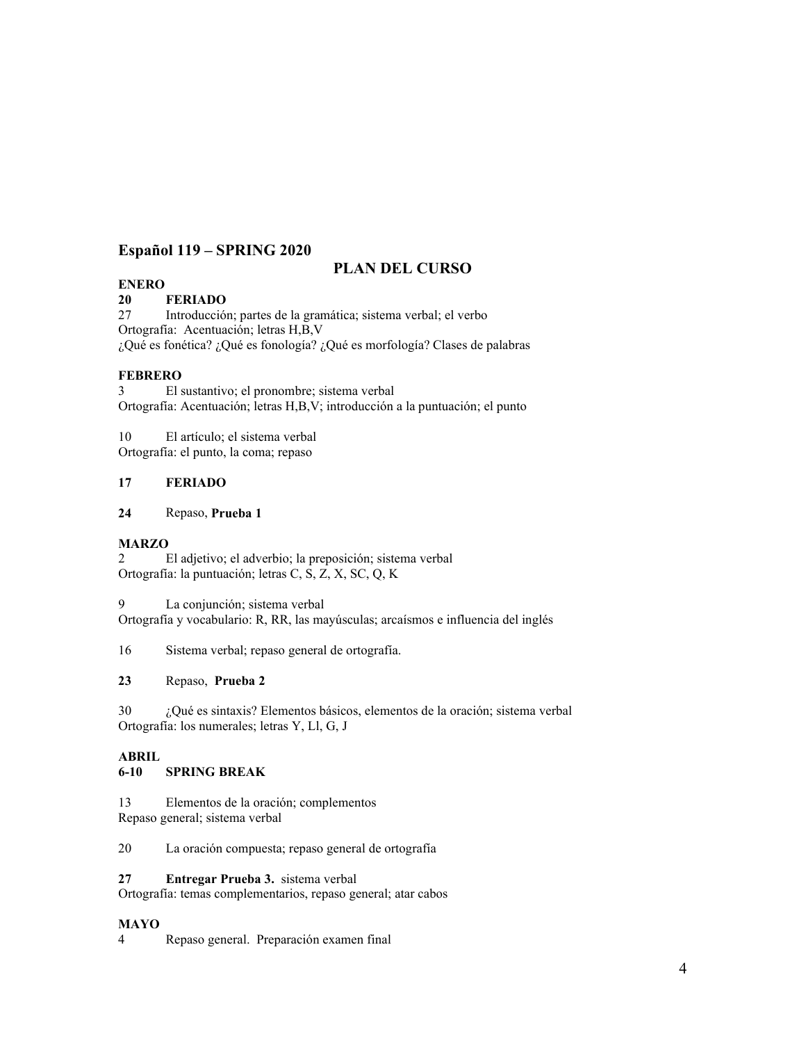### Español 119 – SPRING 2020

## PLAN DEL CURSO

**ENERO**

**20 FERIADO**

27 Introducción; partes de la gramática; sistema verbal; el verbo
Ortografía: Acentuación; letras H,B,V
¿Qué es fonética? ¿Qué es fonología? ¿Qué es morfología? Clases de palabras

**FEBRERO**

3 El sustantivo; el pronombre; sistema verbal
Ortografía: Acentuación; letras H,B,V; introducción a la puntuación; el punto

10 El artículo; el sistema verbal
Ortografía: el punto, la coma; repaso

**17 FERIADO**

**24** Repaso, **Prueba 1**

**MARZO**

2 El adjetivo; el adverbio; la preposición; sistema verbal
Ortografía: la puntuación; letras C, S, Z, X, SC, Q, K

9 La conjunción; sistema verbal
Ortografía y vocabulario: R, RR, las mayúsculas; arcaísmos e influencia del inglés

16 Sistema verbal; repaso general de ortografía.

**23** Repaso, **Prueba 2**

30 ¿Qué es sintaxis? Elementos básicos, elementos de la oración; sistema verbal
Ortografía: los numerales; letras Y, Ll, G, J

**ABRIL**

**6-10 SPRING BREAK**

13 Elementos de la oración; complementos
Repaso general; sistema verbal

20 La oración compuesta; repaso general de ortografía

**27 Entregar Prueba 3.** sistema verbal
Ortografía: temas complementarios, repaso general; atar cabos

**MAYO**

4 Repaso general. Preparación examen final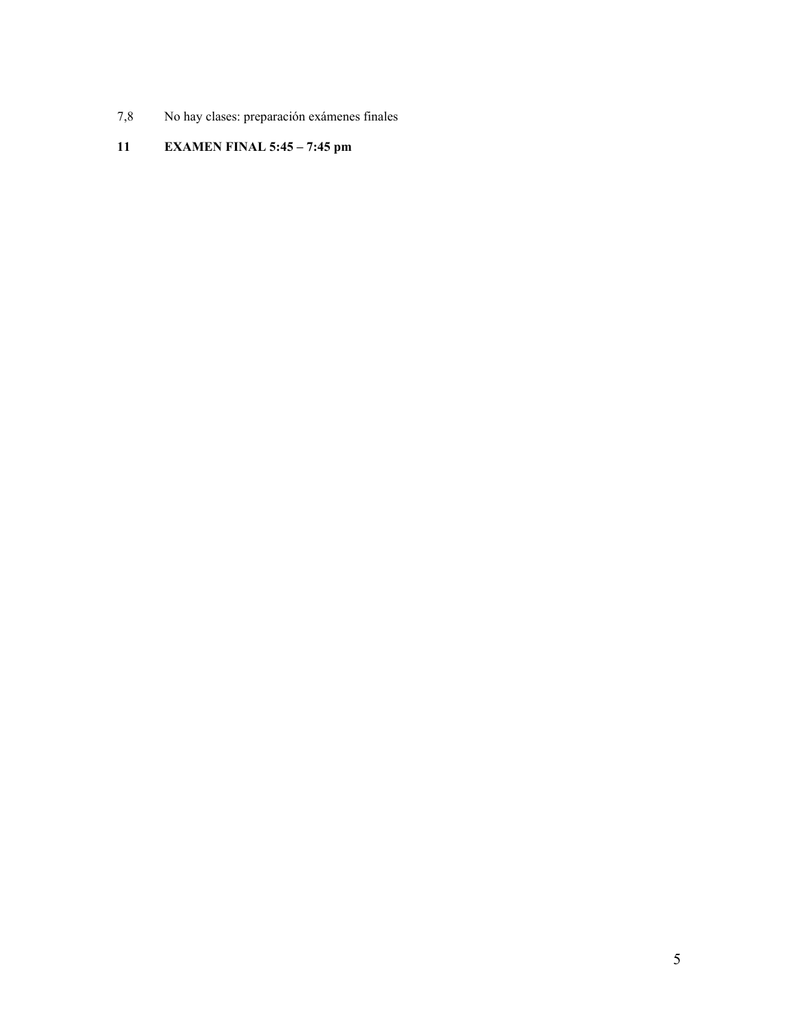7,8 No hay clases: preparación exámenes finales

**11 EXAMEN FINAL 5:45 – 7:45 pm**